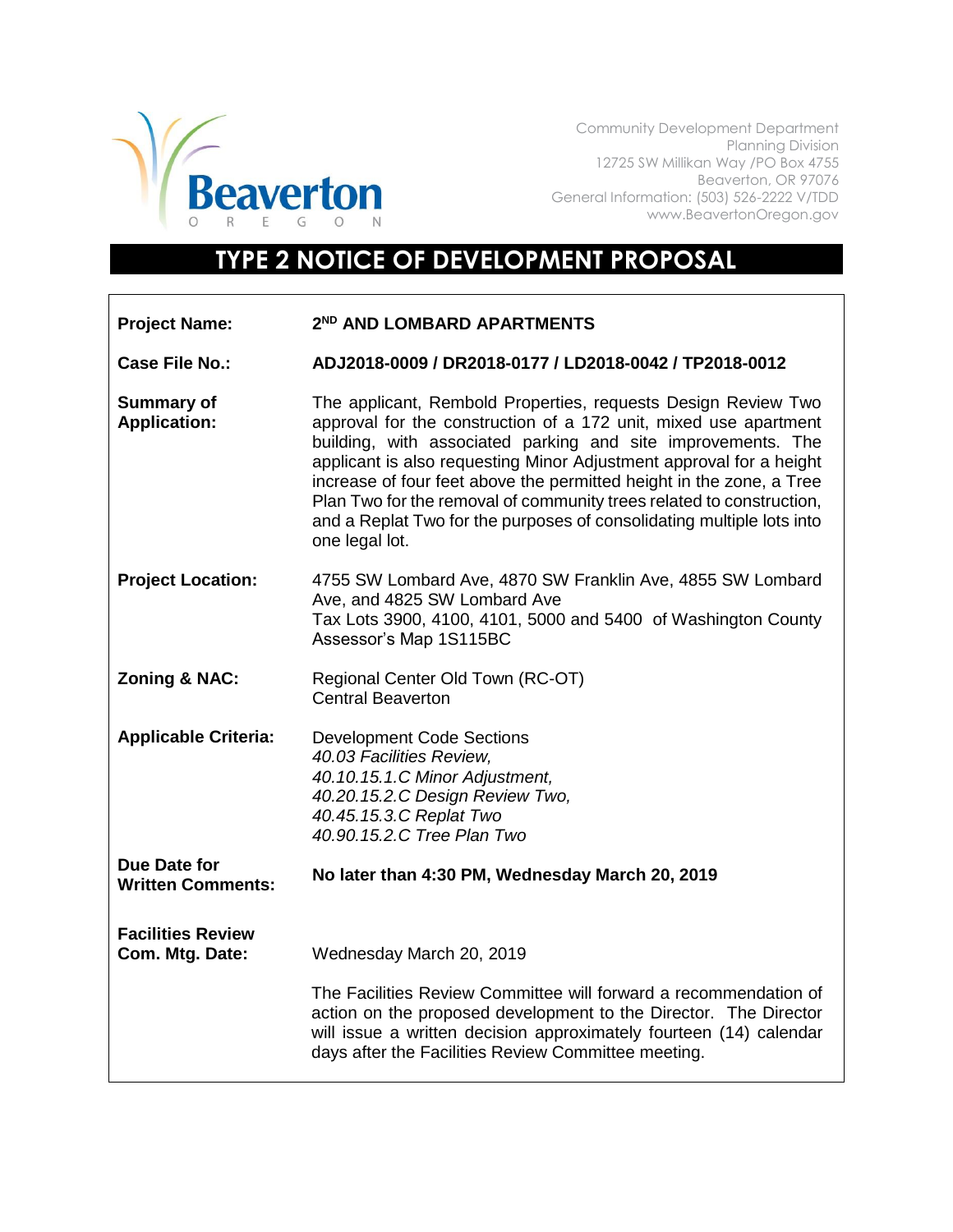Beaverton
O R E G O N

Community Development Department
Planning Division
12725 SW Millikan Way /PO Box 4755
Beaverton, OR 97076
General Information: (503) 526-2222 V/TDD
www.BeavertonOregon.gov

# TYPE 2 NOTICE OF DEVELOPMENT PROPOSAL

| | |
|---|---|
| **Project Name:** | **2ND AND LOMBARD APARTMENTS** |
| **Case File No.:** | **ADJ2018-0009 / DR2018-0177 / LD2018-0042 / TP2018-0012** |
| **Summary of Application:** | The applicant, Rembold Properties, requests Design Review Two approval for the construction of a 172 unit, mixed use apartment building, with associated parking and site improvements. The applicant is also requesting Minor Adjustment approval for a height increase of four feet above the permitted height in the zone, a Tree Plan Two for the removal of community trees related to construction, and a Replat Two for the purposes of consolidating multiple lots into one legal lot. |
| **Project Location:** | 4755 SW Lombard Ave, 4870 SW Franklin Ave, 4855 SW Lombard Ave, and 4825 SW Lombard Ave<br>Tax Lots 3900, 4100, 4101, 5000 and 5400 of Washington County Assessor's Map 1S115BC |
| **Zoning & NAC:** | Regional Center Old Town (RC-OT)<br>Central Beaverton |
| **Applicable Criteria:** | Development Code Sections<br>*40.03 Facilities Review,*<br>*40.10.15.1.C Minor Adjustment,*<br>*40.20.15.2.C Design Review Two,*<br>*40.45.15.3.C Replat Two*<br>*40.90.15.2.C Tree Plan Two* |
| **Due Date for Written Comments:** | **No later than 4:30 PM, Wednesday March 20, 2019** |
| **Facilities Review Com. Mtg. Date:** | Wednesday March 20, 2019<br><br>The Facilities Review Committee will forward a recommendation of action on the proposed development to the Director. The Director will issue a written decision approximately fourteen (14) calendar days after the Facilities Review Committee meeting. |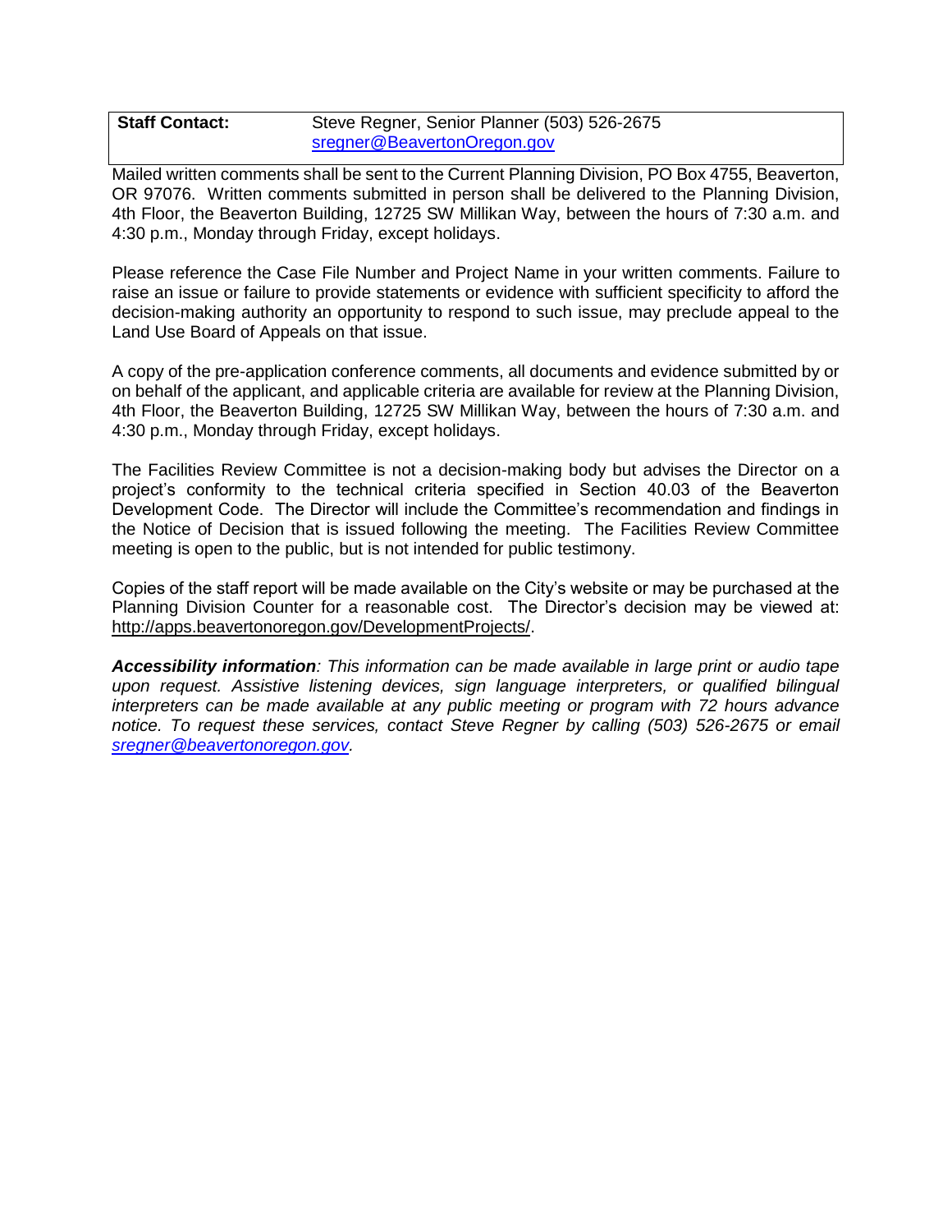| | |
|---|---|
| **Staff Contact:** | Steve Regner, Senior Planner (503) 526-2675<br>sregner@BeavertonOregon.gov |

Mailed written comments shall be sent to the Current Planning Division, PO Box 4755, Beaverton, OR 97076. Written comments submitted in person shall be delivered to the Planning Division, 4th Floor, the Beaverton Building, 12725 SW Millikan Way, between the hours of 7:30 a.m. and 4:30 p.m., Monday through Friday, except holidays.

Please reference the Case File Number and Project Name in your written comments. Failure to raise an issue or failure to provide statements or evidence with sufficient specificity to afford the decision-making authority an opportunity to respond to such issue, may preclude appeal to the Land Use Board of Appeals on that issue.

A copy of the pre-application conference comments, all documents and evidence submitted by or on behalf of the applicant, and applicable criteria are available for review at the Planning Division, 4th Floor, the Beaverton Building, 12725 SW Millikan Way, between the hours of 7:30 a.m. and 4:30 p.m., Monday through Friday, except holidays.

The Facilities Review Committee is not a decision-making body but advises the Director on a project's conformity to the technical criteria specified in Section 40.03 of the Beaverton Development Code. The Director will include the Committee's recommendation and findings in the Notice of Decision that is issued following the meeting. The Facilities Review Committee meeting is open to the public, but is not intended for public testimony.

Copies of the staff report will be made available on the City's website or may be purchased at the Planning Division Counter for a reasonable cost. The Director's decision may be viewed at: http://apps.beavertonoregon.gov/DevelopmentProjects/.

***Accessibility information****: This information can be made available in large print or audio tape upon request. Assistive listening devices, sign language interpreters, or qualified bilingual interpreters can be made available at any public meeting or program with 72 hours advance notice. To request these services, contact Steve Regner by calling (503) 526-2675 or email sregner@beavertonoregon.gov.*